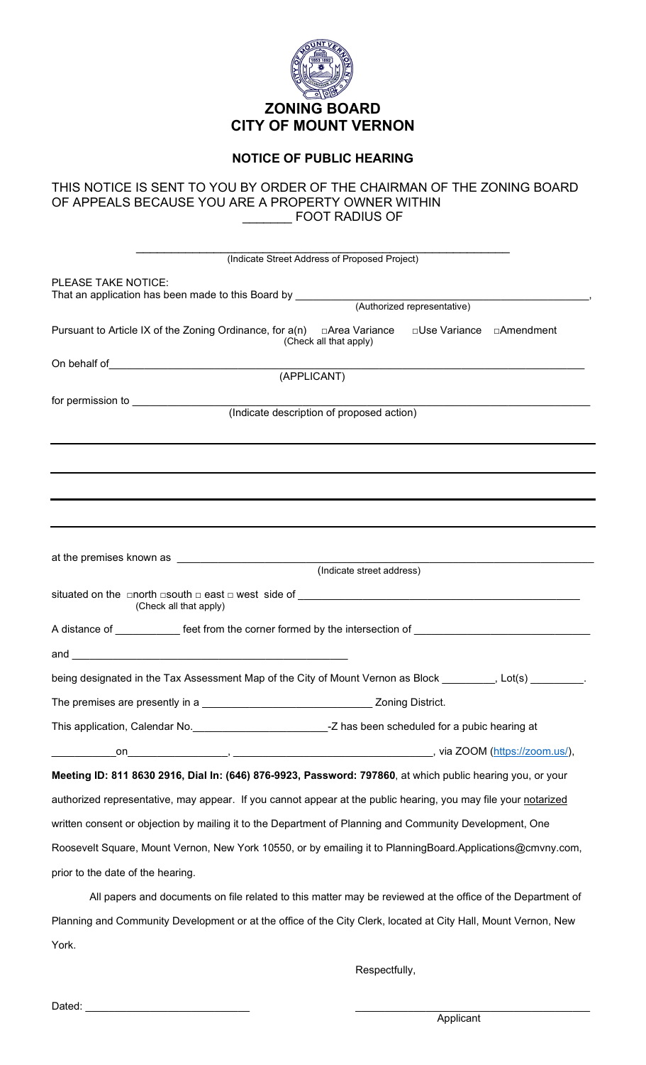# ZONING BOARD
# CITY OF MOUNT VERNON

## NOTICE OF PUBLIC HEARING

THIS NOTICE IS SENT TO YOU BY ORDER OF THE CHAIRMAN OF THE ZONING BOARD OF APPEALS BECAUSE YOU ARE A PROPERTY OWNER WITHIN _______ FOOT RADIUS OF

_______________________________________________
(Indicate Street Address of Proposed Project)

PLEASE TAKE NOTICE:
That an application has been made to this Board by _______________________________________________,
(Authorized representative)

Pursuant to Article IX of the Zoning Ordinance, for a(n) □Area Variance □Use Variance □Amendment
(Check all that apply)

On behalf of_______________________________________________
(APPLICANT)

for permission to _______________________________________________
(Indicate description of proposed action)

_______________________________________________

_______________________________________________

_______________________________________________

_______________________________________________

at the premises known as _______________________________________________
(Indicate street address)

situated on the □north □south □ east □ west side of _______________________________________________
(Check all that apply)

A distance of ___________ feet from the corner formed by the intersection of _____________________________

and _______________________________________________

being designated in the Tax Assessment Map of the City of Mount Vernon as Block _________, Lot(s) _________.

The premises are presently in a _____________________________ Zoning District.

This application, Calendar No.________________________-Z has been scheduled for a pubic hearing at

___________on_________________, _________________________________, via ZOOM (https://zoom.us/),

**Meeting ID: 811 8630 2916, Dial In: (646) 876-9923, Password: 797860**, at which public hearing you, or your authorized representative, may appear. If you cannot appear at the public hearing, you may file your notarized written consent or objection by mailing it to the Department of Planning and Community Development, One Roosevelt Square, Mount Vernon, New York 10550, or by emailing it to PlanningBoard.Applications@cmvny.com, prior to the date of the hearing.

All papers and documents on file related to this matter may be reviewed at the office of the Department of Planning and Community Development or at the office of the City Clerk, located at City Hall, Mount Vernon, New York.

Respectfully,

Dated: ____________________________

____________________________
Applicant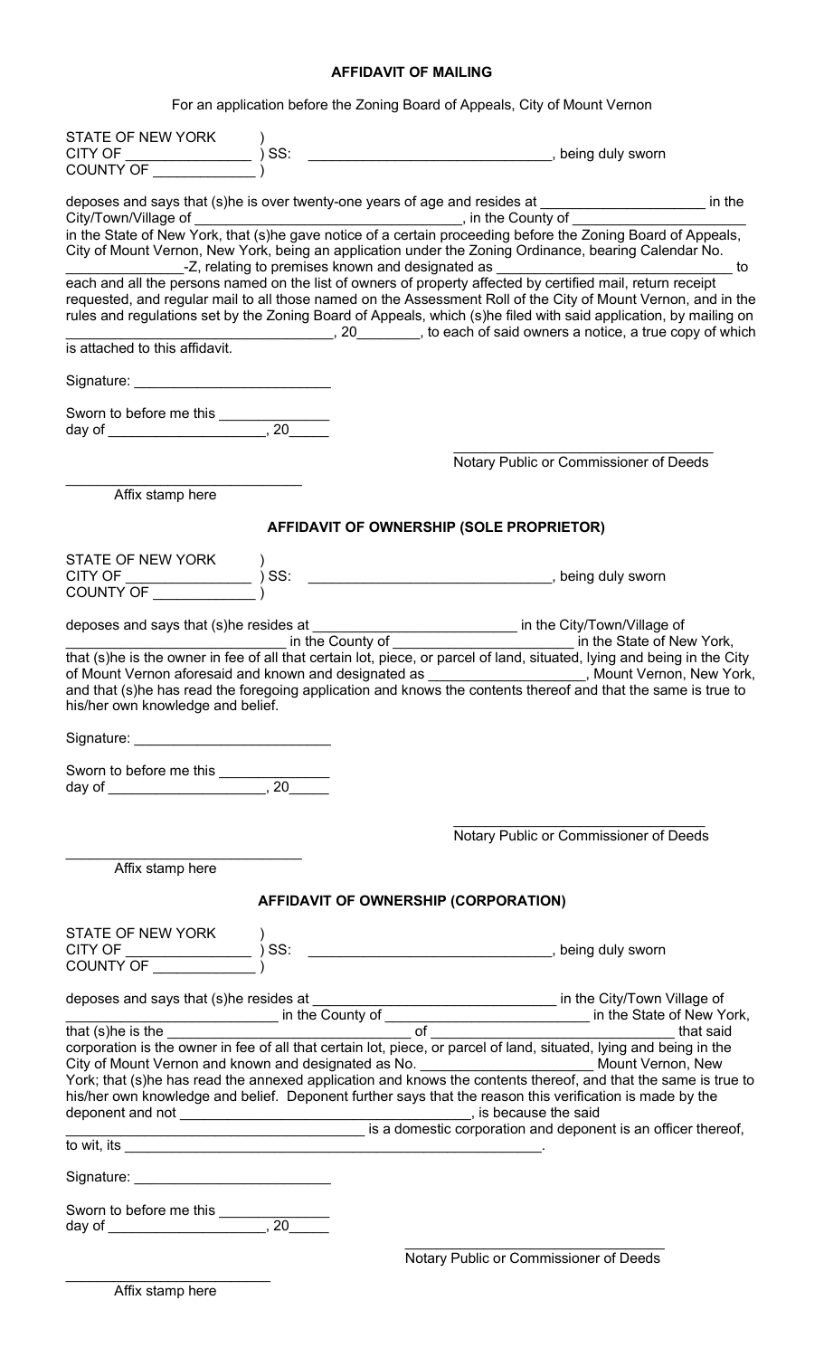## AFFIDAVIT OF MAILING

For an application before the Zoning Board of Appeals, City of Mount Vernon

STATE OF NEW YORK )
CITY OF ________________ ) SS: _______________________________, being duly sworn
COUNTY OF _____________ )

deposes and says that (s)he is over twenty-one years of age and resides at _____________________ in the City/Town/Village of _________________________________, in the County of _____________________ in the State of New York, that (s)he gave notice of a certain proceeding before the Zoning Board of Appeals, City of Mount Vernon, New York, being an application under the Zoning Ordinance, bearing Calendar No. _______________-Z, relating to premises known and designated as _______________________________ to each and all the persons named on the list of owners of property affected by certified mail, return receipt requested, and regular mail to all those named on the Assessment Roll of the City of Mount Vernon, and in the rules and regulations set by the Zoning Board of Appeals, which (s)he filed with said application, by mailing on ___________________________________, 20________, to each of said owners a notice, a true copy of which is attached to this affidavit.

Signature: _________________________

Sworn to before me this ______________
day of ____________________, 20_____

___________________________________
Notary Public or Commissioner of Deeds

______________________________
Affix stamp here

## AFFIDAVIT OF OWNERSHIP (SOLE PROPRIETOR)

STATE OF NEW YORK )
CITY OF ________________ ) SS: _______________________________, being duly sworn
COUNTY OF _____________ )

deposes and says that (s)he resides at __________________________ in the City/Town/Village of ____________________________ in the County of _______________________ in the State of New York, that (s)he is the owner in fee of all that certain lot, piece, or parcel of land, situated, lying and being in the City of Mount Vernon aforesaid and known and designated as ____________________, Mount Vernon, New York, and that (s)he has read the foregoing application and knows the contents thereof and that the same is true to his/her own knowledge and belief.

Signature: _________________________

Sworn to before me this ______________
day of ____________________, 20_____

_________________________________
Notary Public or Commissioner of Deeds

______________________________
Affix stamp here

## AFFIDAVIT OF OWNERSHIP (CORPORATION)

STATE OF NEW YORK )
CITY OF ________________ ) SS: _______________________________, being duly sworn
COUNTY OF _____________ )

deposes and says that (s)he resides at _______________________________ in the City/Town Village of ______________________________ in the County of __________________________ in the State of New York, that (s)he is the ________________________________ of ______________________________ that said corporation is the owner in fee of all that certain lot, piece, or parcel of land, situated, lying and being in the City of Mount Vernon and known and designated as No. ______________________ Mount Vernon, New York; that (s)he has read the annexed application and knows the contents thereof, and that the same is true to his/her own knowledge and belief. Deponent further says that the reason this verification is made by the deponent and not __________________________________, is because the said ___________________________________ is a domestic corporation and deponent is an officer thereof, to wit, its _______________________________________________________.

Signature: _________________________

Sworn to before me this ______________
day of ____________________, 20_____

_________________________________
Notary Public or Commissioner of Deeds

__________________________
Affix stamp here